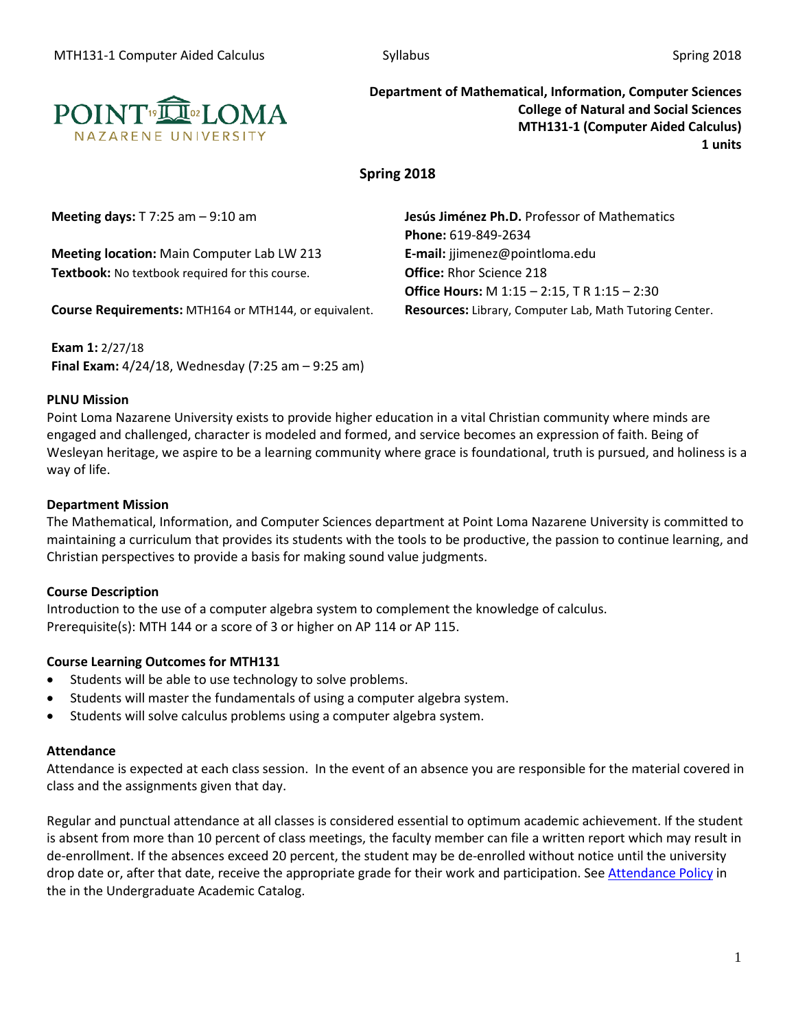**Department of Mathematical, Information, Computer Sciences**
**College of Natural and Social Sciences**
**MTH131-1 (Computer Aided Calculus)**
**1 units**

## Spring 2018

**Meeting days:** T 7:25 am – 9:10 am

**Meeting location:** Main Computer Lab LW 213

**Textbook:** No textbook required for this course.

**Course Requirements:** MTH164 or MTH144, or equivalent.

**Jesús Jiménez Ph.D.** Professor of Mathematics
**Phone:** 619-849-2634
**E-mail:** jjimenez@pointloma.edu
**Office:** Rhor Science 218
**Office Hours:** M 1:15 – 2:15, T R 1:15 – 2:30
**Resources:** Library, Computer Lab, Math Tutoring Center.

**Exam 1:** 2/27/18
**Final Exam:** 4/24/18, Wednesday (7:25 am – 9:25 am)

### PLNU Mission

Point Loma Nazarene University exists to provide higher education in a vital Christian community where minds are engaged and challenged, character is modeled and formed, and service becomes an expression of faith. Being of Wesleyan heritage, we aspire to be a learning community where grace is foundational, truth is pursued, and holiness is a way of life.

### Department Mission

The Mathematical, Information, and Computer Sciences department at Point Loma Nazarene University is committed to maintaining a curriculum that provides its students with the tools to be productive, the passion to continue learning, and Christian perspectives to provide a basis for making sound value judgments.

### Course Description

Introduction to the use of a computer algebra system to complement the knowledge of calculus.
Prerequisite(s): MTH 144 or a score of 3 or higher on AP 114 or AP 115.

### Course Learning Outcomes for MTH131

- Students will be able to use technology to solve problems.
- Students will master the fundamentals of using a computer algebra system.
- Students will solve calculus problems using a computer algebra system.

### Attendance

Attendance is expected at each class session. In the event of an absence you are responsible for the material covered in class and the assignments given that day.

Regular and punctual attendance at all classes is considered essential to optimum academic achievement. If the student is absent from more than 10 percent of class meetings, the faculty member can file a written report which may result in de-enrollment. If the absences exceed 20 percent, the student may be de-enrolled without notice until the university drop date or, after that date, receive the appropriate grade for their work and participation. See Attendance Policy in the in the Undergraduate Academic Catalog.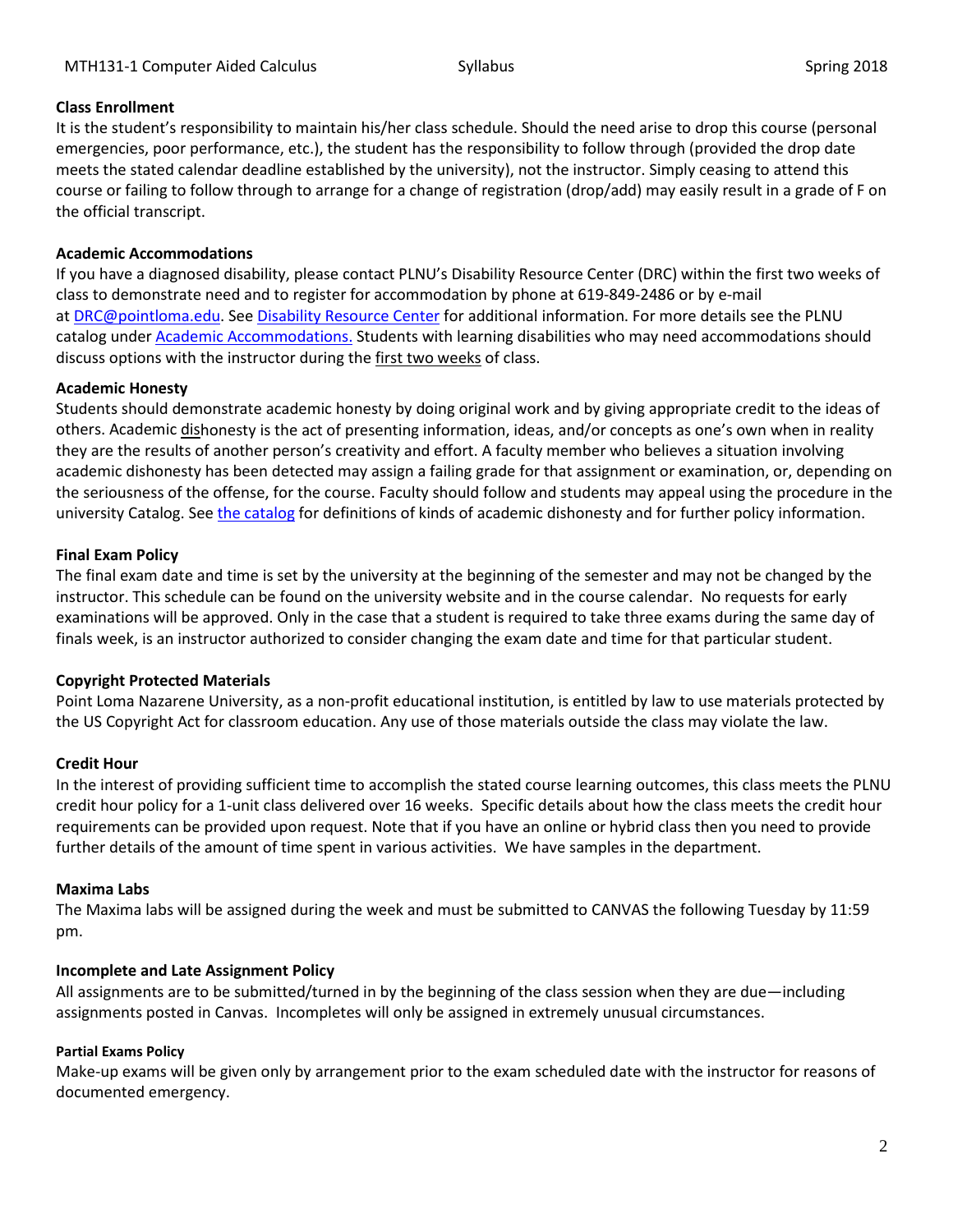### Class Enrollment

It is the student's responsibility to maintain his/her class schedule. Should the need arise to drop this course (personal emergencies, poor performance, etc.), the student has the responsibility to follow through (provided the drop date meets the stated calendar deadline established by the university), not the instructor. Simply ceasing to attend this course or failing to follow through to arrange for a change of registration (drop/add) may easily result in a grade of F on the official transcript.

### Academic Accommodations

If you have a diagnosed disability, please contact PLNU's Disability Resource Center (DRC) within the first two weeks of class to demonstrate need and to register for accommodation by phone at 619-849-2486 or by e-mail at DRC@pointloma.edu. See Disability Resource Center for additional information. For more details see the PLNU catalog under Academic Accommodations. Students with learning disabilities who may need accommodations should discuss options with the instructor during the first two weeks of class.

### Academic Honesty

Students should demonstrate academic honesty by doing original work and by giving appropriate credit to the ideas of others. Academic dishonesty is the act of presenting information, ideas, and/or concepts as one's own when in reality they are the results of another person's creativity and effort. A faculty member who believes a situation involving academic dishonesty has been detected may assign a failing grade for that assignment or examination, or, depending on the seriousness of the offense, for the course. Faculty should follow and students may appeal using the procedure in the university Catalog. See the catalog for definitions of kinds of academic dishonesty and for further policy information.

### Final Exam Policy

The final exam date and time is set by the university at the beginning of the semester and may not be changed by the instructor. This schedule can be found on the university website and in the course calendar. No requests for early examinations will be approved. Only in the case that a student is required to take three exams during the same day of finals week, is an instructor authorized to consider changing the exam date and time for that particular student.

### Copyright Protected Materials

Point Loma Nazarene University, as a non-profit educational institution, is entitled by law to use materials protected by the US Copyright Act for classroom education. Any use of those materials outside the class may violate the law.

### Credit Hour

In the interest of providing sufficient time to accomplish the stated course learning outcomes, this class meets the PLNU credit hour policy for a 1-unit class delivered over 16 weeks. Specific details about how the class meets the credit hour requirements can be provided upon request. Note that if you have an online or hybrid class then you need to provide further details of the amount of time spent in various activities. We have samples in the department.

### Maxima Labs

The Maxima labs will be assigned during the week and must be submitted to CANVAS the following Tuesday by 11:59 pm.

### Incomplete and Late Assignment Policy

All assignments are to be submitted/turned in by the beginning of the class session when they are due—including assignments posted in Canvas. Incompletes will only be assigned in extremely unusual circumstances.

#### Partial Exams Policy

Make-up exams will be given only by arrangement prior to the exam scheduled date with the instructor for reasons of documented emergency.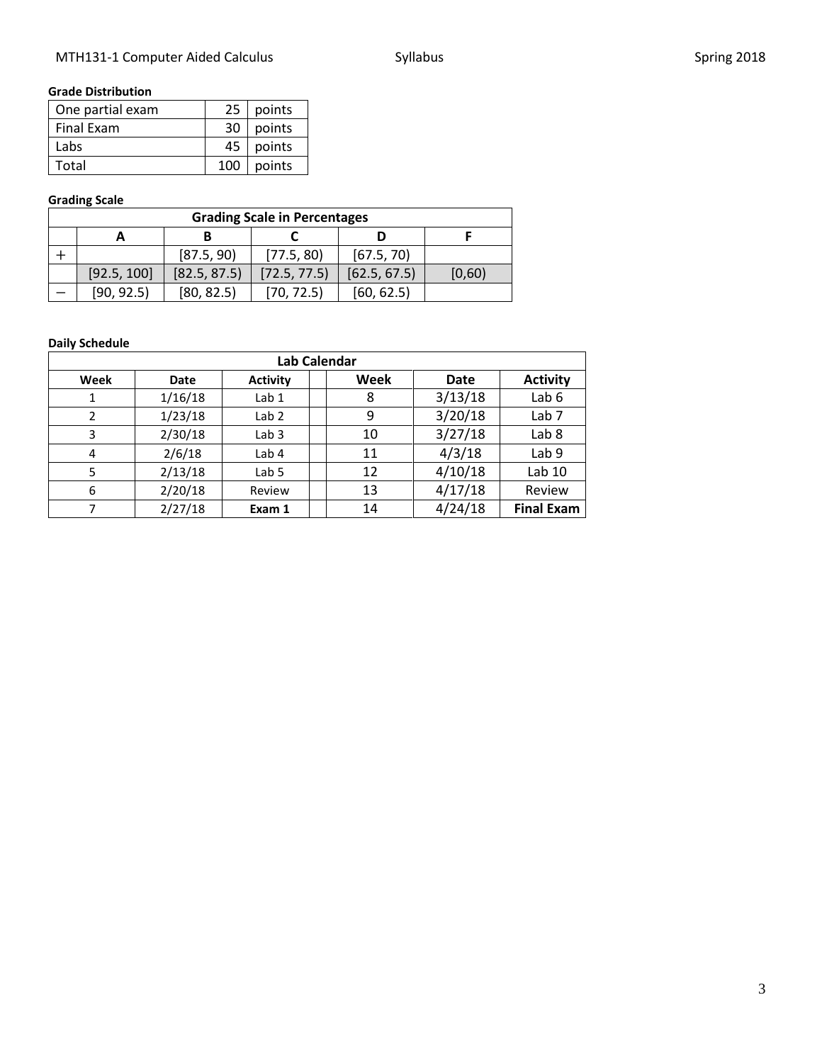**Grade Distribution**

| | | |
|---|---|---|
| One partial exam | 25 | points |
| Final Exam | 30 | points |
| Labs | 45 | points |
| Total | 100 | points |

**Grading Scale**

| Grading Scale in Percentages | | | | | |
|---|---|---|---|---|---|
| | A | B | C | D | F |
| + | | [87.5, 90) | [77.5, 80) | [67.5, 70) | |
| | [92.5, 100] | [82.5, 87.5) | [72.5, 77.5) | [62.5, 67.5) | [0,60) |
| − | [90, 92.5) | [80, 82.5) | [70, 72.5) | [60, 62.5) | |

**Daily Schedule**

| Lab Calendar | | | | | | |
|---|---|---|---|---|---|---|
| Week | Date | Activity | | Week | Date | Activity |
| 1 | 1/16/18 | Lab 1 | | 8 | 3/13/18 | Lab 6 |
| 2 | 1/23/18 | Lab 2 | | 9 | 3/20/18 | Lab 7 |
| 3 | 2/30/18 | Lab 3 | | 10 | 3/27/18 | Lab 8 |
| 4 | 2/6/18 | Lab 4 | | 11 | 4/3/18 | Lab 9 |
| 5 | 2/13/18 | Lab 5 | | 12 | 4/10/18 | Lab 10 |
| 6 | 2/20/18 | Review | | 13 | 4/17/18 | Review |
| 7 | 2/27/18 | **Exam 1** | | 14 | 4/24/18 | **Final Exam** |